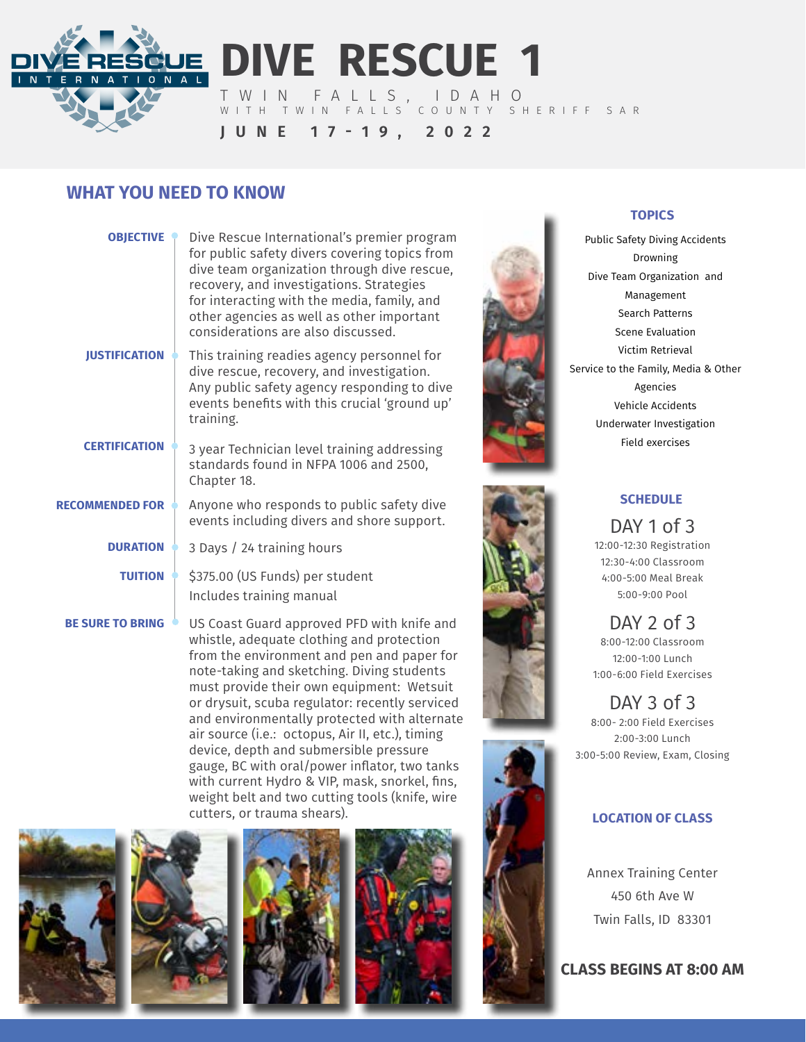# DIVE RESCUE 1

TWIN FALLS, IDAHO
WITH TWIN FALLS COUNTY SHERIFF SAR

**JUNE 17-19, 2022**

## WHAT YOU NEED TO KNOW

**OBJECTIVE**
Dive Rescue International's premier program for public safety divers covering topics from dive team organization through dive rescue, recovery, and investigations. Strategies for interacting with the media, family, and other agencies as well as other important considerations are also discussed.

**JUSTIFICATION**
This training readies agency personnel for dive rescue, recovery, and investigation. Any public safety agency responding to dive events benefits with this crucial 'ground up' training.

**CERTIFICATION**
3 year Technician level training addressing standards found in NFPA 1006 and 2500, Chapter 18.

**RECOMMENDED FOR**
Anyone who responds to public safety dive events including divers and shore support.

**DURATION**
3 Days / 24 training hours

**TUITION**
$375.00 (US Funds) per student
Includes training manual

**BE SURE TO BRING**
US Coast Guard approved PFD with knife and whistle, adequate clothing and protection from the environment and pen and paper for note-taking and sketching. Diving students must provide their own equipment: Wetsuit or drysuit, scuba regulator: recently serviced and environmentally protected with alternate air source (i.e.: octopus, Air II, etc.), timing device, depth and submersible pressure gauge, BC with oral/power inflator, two tanks with current Hydro & VIP, mask, snorkel, fins, weight belt and two cutting tools (knife, wire cutters, or trauma shears).

### TOPICS

Public Safety Diving Accidents
Drowning
Dive Team Organization and Management
Search Patterns
Scene Evaluation
Victim Retrieval
Service to the Family, Media & Other Agencies
Vehicle Accidents
Underwater Investigation
Field exercises

### SCHEDULE

**DAY 1 of 3**
12:00-12:30 Registration
12:30-4:00 Classroom
4:00-5:00 Meal Break
5:00-9:00 Pool

**DAY 2 of 3**
8:00-12:00 Classroom
12:00-1:00 Lunch
1:00-6:00 Field Exercises

**DAY 3 of 3**
8:00- 2:00 Field Exercises
2:00-3:00 Lunch
3:00-5:00 Review, Exam, Closing

### LOCATION OF CLASS

Annex Training Center
450 6th Ave W
Twin Falls, ID 83301

**CLASS BEGINS AT 8:00 AM**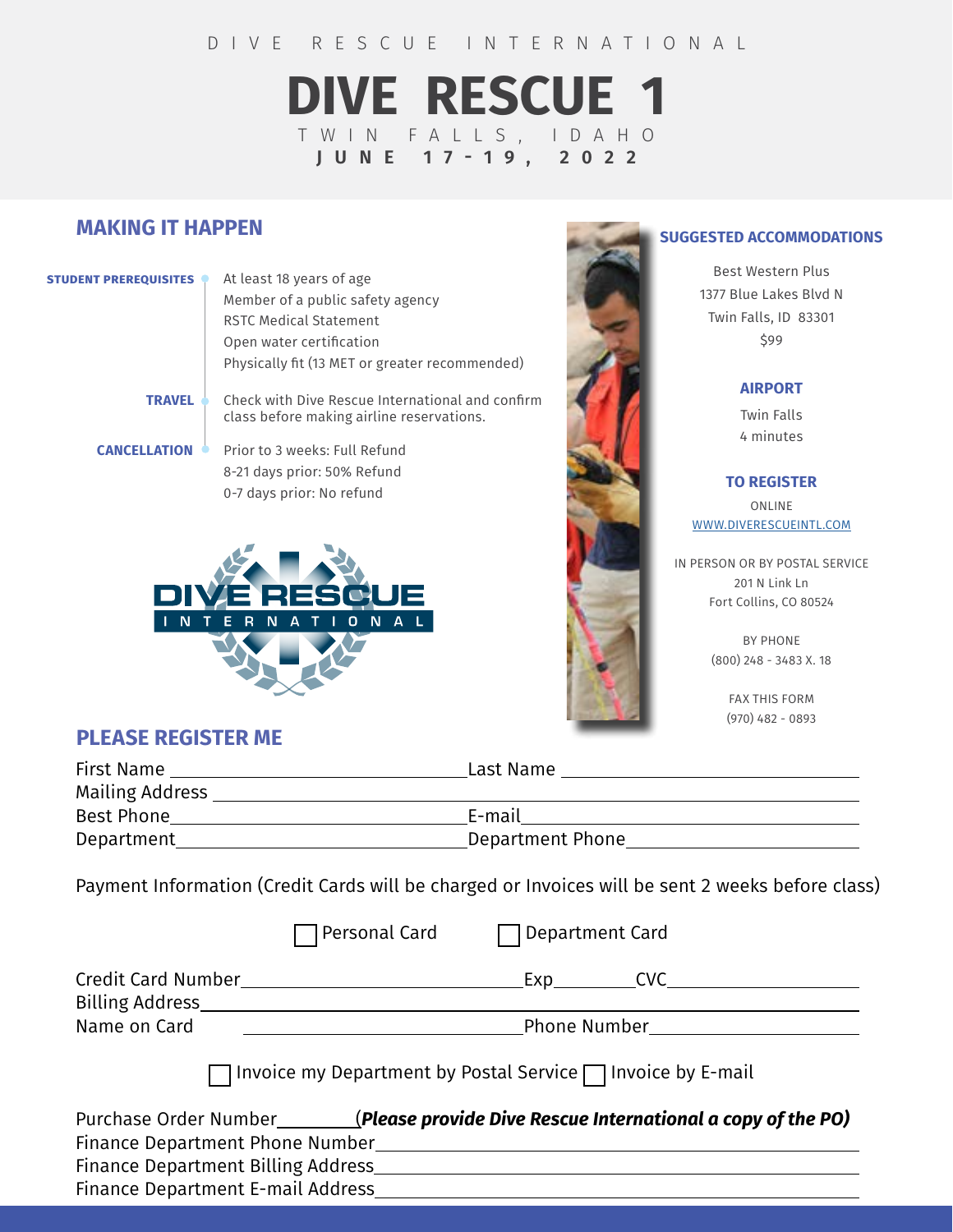DIVE RESCUE INTERNATIONAL

# DIVE RESCUE 1

TWIN FALLS, IDAHO

**JUNE 17-19, 2022**

## MAKING IT HAPPEN

**STUDENT PREREQUISITES**

At least 18 years of age
Member of a public safety agency
RSTC Medical Statement
Open water certification
Physically fit (13 MET or greater recommended)

**TRAVEL**

Check with Dive Rescue International and confirm class before making airline reservations.

**CANCELLATION**

Prior to 3 weeks: Full Refund
8-21 days prior: 50% Refund
0-7 days prior: No refund

DIVE RESCUE INTERNATIONAL

### SUGGESTED ACCOMMODATIONS

Best Western Plus
1377 Blue Lakes Blvd N
Twin Falls, ID 83301
$99

### AIRPORT

Twin Falls
4 minutes

### TO REGISTER

ONLINE
WWW.DIVERESCUEINTL.COM

IN PERSON OR BY POSTAL SERVICE
201 N Link Ln
Fort Collins, CO 80524

BY PHONE
(800) 248 - 3483 X. 18

FAX THIS FORM
(970) 482 - 0893

## PLEASE REGISTER ME

First Name ____________________ Last Name ____________________
Mailing Address ________________________________________
Best Phone ____________________ E-mail ____________________
Department ____________________ Department Phone ____________________

Payment Information (Credit Cards will be charged or Invoices will be sent 2 weeks before class)

☐ Personal Card ☐ Department Card

Credit Card Number ____________________ Exp ________ CVC ____________
Billing Address ________________________________________
Name on Card ____________________ Phone Number ____________________

☐ Invoice my Department by Postal Service ☐ Invoice by E-mail

Purchase Order Number ________ ***(Please provide Dive Rescue International a copy of the PO)***
Finance Department Phone Number ________________________________________
Finance Department Billing Address ________________________________________
Finance Department E-mail Address ________________________________________